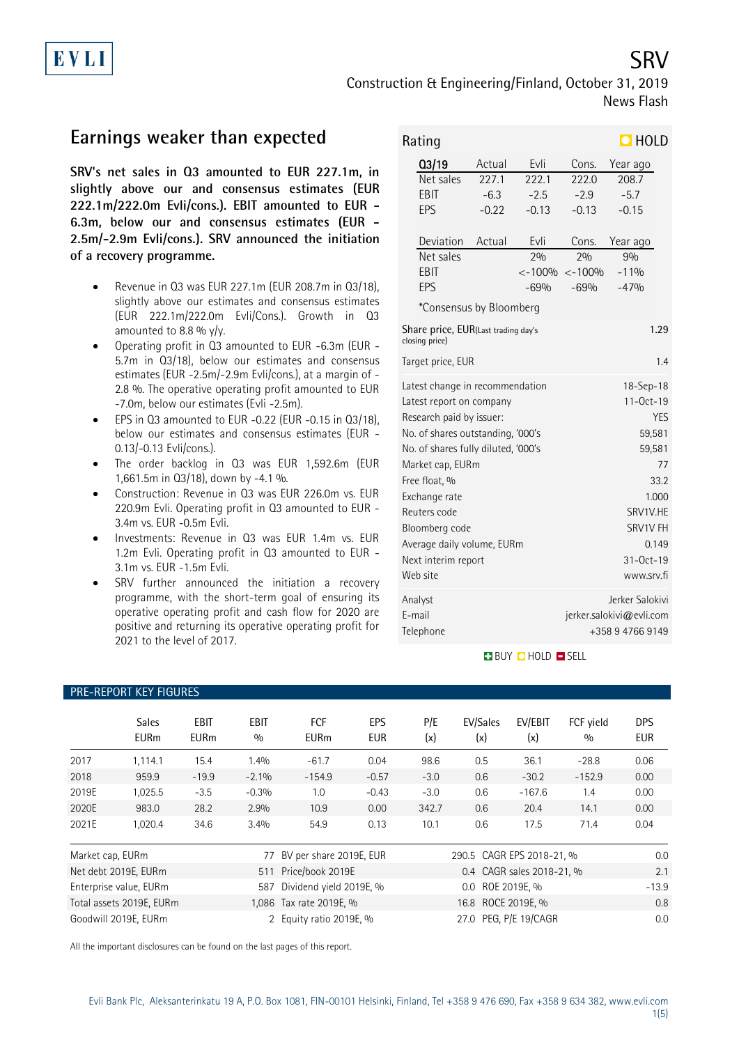EVLI

# SRV

Construction & Engineering/Finland, October 31, 2019

News Flash

## Earnings weaker than expected

**SRV's net sales in Q3 amounted to EUR 227.1m, in slightly above our and consensus estimates (EUR 222.1m/222.0m Evli/cons.). EBIT amounted to EUR -6.3m, below our and consensus estimates (EUR -2.5m/-2.9m Evli/cons.). SRV announced the initiation of a recovery programme.**

- Revenue in Q3 was EUR 227.1m (EUR 208.7m in Q3/18), slightly above our estimates and consensus estimates (EUR 222.1m/222.0m Evli/Cons.). Growth in Q3 amounted to 8.8 % y/y.
- Operating profit in Q3 amounted to EUR -6.3m (EUR -5.7m in Q3/18), below our estimates and consensus estimates (EUR -2.5m/-2.9m Evli/cons.), at a margin of -2.8 %. The operative operating profit amounted to EUR -7.0m, below our estimates (Evli -2.5m).
- EPS in Q3 amounted to EUR -0.22 (EUR -0.15 in Q3/18), below our estimates and consensus estimates (EUR -0.13/-0.13 Evli/cons.).
- The order backlog in Q3 was EUR 1,592.6m (EUR 1,661.5m in Q3/18), down by -4.1 %.
- Construction: Revenue in Q3 was EUR 226.0m vs. EUR 220.9m Evli. Operating profit in Q3 amounted to EUR -3.4m vs. EUR -0.5m Evli.
- Investments: Revenue in Q3 was EUR 1.4m vs. EUR 1.2m Evli. Operating profit in Q3 amounted to EUR -3.1m vs. EUR -1.5m Evli.
- SRV further announced the initiation a recovery programme, with the short-term goal of ensuring its operative operating profit and cash flow for 2020 are positive and returning its operative operating profit for 2021 to the level of 2017.

Rating: HOLD

| Q3/19 | Actual | Evli | Cons. | Year ago |
|---|---|---|---|---|
| Net sales | 227.1 | 222.1 | 222.0 | 208.7 |
| EBIT | -6.3 | -2.5 | -2.9 | -5.7 |
| EPS | -0.22 | -0.13 | -0.13 | -0.15 |

| Deviation | Actual | Evli | Cons. | Year ago |
|---|---|---|---|---|
| Net sales | | 2% | 2% | 9% |
| EBIT | | <-100% | <-100% | -11% |
| EPS | | -69% | -69% | -47% |

*Consensus by Bloomberg

| | |
|---|---|
| Share price, EUR(Last trading day's closing price) | 1.29 |
| Target price, EUR | 1.4 |
| Latest change in recommendation | 18-Sep-18 |
| Latest report on company | 11-Oct-19 |
| Research paid by issuer: | YES |
| No. of shares outstanding, '000's | 59,581 |
| No. of shares fully diluted, '000's | 59,581 |
| Market cap, EURm | 77 |
| Free float, % | 33.2 |
| Exchange rate | 1.000 |
| Reuters code | SRV1V.HE |
| Bloomberg code | SRV1V FH |
| Average daily volume, EURm | 0.149 |
| Next interim report | 31-Oct-19 |
| Web site | www.srv.fi |
| Analyst | Jerker Salokivi |
| E-mail | jerker.salokivi@evli.com |
| Telephone | +358 9 4766 9149 |

BUY HOLD SELL

### PRE-REPORT KEY FIGURES

| | Sales EURm | EBIT EURm | EBIT % | FCF EURm | EPS EUR | P/E (x) | EV/Sales (x) | EV/EBIT (x) | FCF yield % | DPS EUR |
|---|---|---|---|---|---|---|---|---|---|---|
| 2017 | 1,114.1 | 15.4 | 1.4% | -61.7 | 0.04 | 98.6 | 0.5 | 36.1 | -28.8 | 0.06 |
| 2018 | 959.9 | -19.9 | -2.1% | -154.9 | -0.57 | -3.0 | 0.6 | -30.2 | -152.9 | 0.00 |
| 2019E | 1,025.5 | -3.5 | -0.3% | 1.0 | -0.43 | -3.0 | 0.6 | -167.6 | 1.4 | 0.00 |
| 2020E | 983.0 | 28.2 | 2.9% | 10.9 | 0.00 | 342.7 | 0.6 | 20.4 | 14.1 | 0.00 |
| 2021E | 1,020.4 | 34.6 | 3.4% | 54.9 | 0.13 | 10.1 | 0.6 | 17.5 | 71.4 | 0.04 |

| | | | | | |
|---|---|---|---|---|---|
| Market cap, EURm | 77 | BV per share 2019E, EUR | 290.5 | CAGR EPS 2018-21, % | 0.0 |
| Net debt 2019E, EURm | 511 | Price/book 2019E | 0.4 | CAGR sales 2018-21, % | 2.1 |
| Enterprise value, EURm | 587 | Dividend yield 2019E, % | 0.0 | ROE 2019E, % | -13.9 |
| Total assets 2019E, EURm | 1,086 | Tax rate 2019E, % | 16.8 | ROCE 2019E, % | 0.8 |
| Goodwill 2019E, EURm | 2 | Equity ratio 2019E, % | 27.0 | PEG, P/E 19/CAGR | 0.0 |

All the important disclosures can be found on the last pages of this report.

Evli Bank Plc, Aleksanterinkatu 19 A, P.O. Box 1081, FIN-00101 Helsinki, Finland, Tel +358 9 476 690, Fax +358 9 634 382, www.evli.com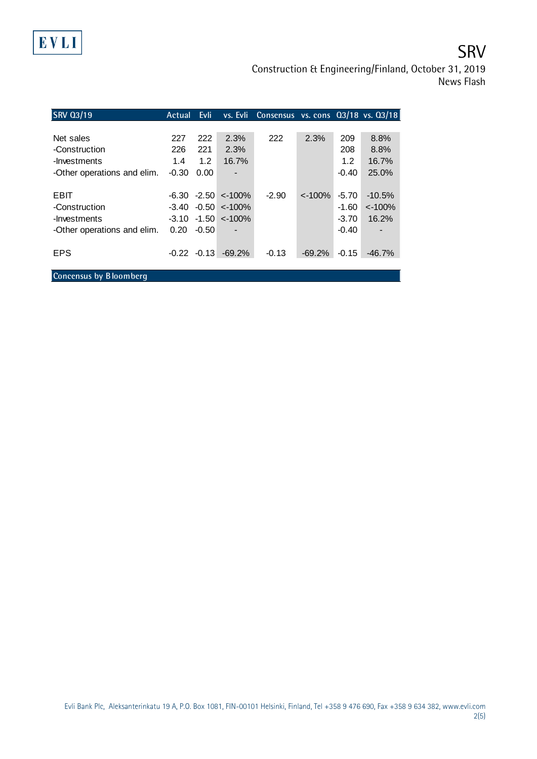| SRV Q3/19 | Actual | Evli | vs. Evli | Consensus | vs. cons | Q3/18 | vs. Q3/18 |
|---|---|---|---|---|---|---|---|
| Net sales | 227 | 222 | 2.3% | 222 | 2.3% | 209 | 8.8% |
| -Construction | 226 | 221 | 2.3% | | | 208 | 8.8% |
| -Investments | 1.4 | 1.2 | 16.7% | | | 1.2 | 16.7% |
| -Other operations and elim. | -0.30 | 0.00 | - | | | -0.40 | 25.0% |
| | | | | | | | |
| EBIT | -6.30 | -2.50 | <-100% | -2.90 | <-100% | -5.70 | -10.5% |
| -Construction | -3.40 | -0.50 | <-100% | | | -1.60 | <-100% |
| -Investments | -3.10 | -1.50 | <-100% | | | -3.70 | 16.2% |
| -Other operations and elim. | 0.20 | -0.50 | - | | | -0.40 | - |
| | | | | | | | |
| EPS | -0.22 | -0.13 | -69.2% | -0.13 | -69.2% | -0.15 | -46.7% |

Concensus by Bloomberg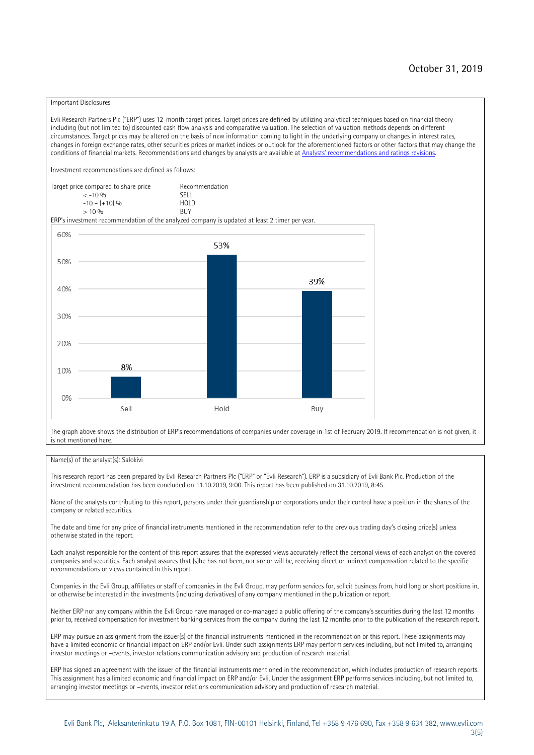October 31, 2019

Important Disclosures

Evli Research Partners Plc ("ERP") uses 12-month target prices. Target prices are defined by utilizing analytical techniques based on financial theory including (but not limited to) discounted cash flow analysis and comparative valuation. The selection of valuation methods depends on different circumstances. Target prices may be altered on the basis of new information coming to light in the underlying company or changes in interest rates, changes in foreign exchange rates, other securities prices or market indices or outlook for the aforementioned factors or other factors that may change the conditions of financial markets. Recommendations and changes by analysts are available at [Analysts' recommendations and ratings revisions](Analysts' recommendations and ratings revisions).

Investment recommendations are defined as follows:

| Target price compared to share price | Recommendation |
|---|---|
| < -10 % | SELL |
| -10 – (+10) % | HOLD |
| > 10 % | BUY |

ERP's investment recommendation of the analyzed company is updated at least 2 timer per year.

| | Sell | Hold | Buy |
|---|---|---|---|
| Share | 8% | 53% | 39% |

The graph above shows the distribution of ERP's recommendations of companies under coverage in 1st of February 2019. If recommendation is not given, it is not mentioned here.

Name(s) of the analyst(s): Salokivi

This research report has been prepared by Evli Research Partners Plc ("ERP" or "Evli Research"). ERP is a subsidiary of Evli Bank Plc. Production of the investment recommendation has been concluded on 11.10.2019, 9:00. This report has been published on 31.10.2019, 8:45.

None of the analysts contributing to this report, persons under their guardianship or corporations under their control have a position in the shares of the company or related securities.

The date and time for any price of financial instruments mentioned in the recommendation refer to the previous trading day's closing price(s) unless otherwise stated in the report.

Each analyst responsible for the content of this report assures that the expressed views accurately reflect the personal views of each analyst on the covered companies and securities. Each analyst assures that (s)he has not been, nor are or will be, receiving direct or indirect compensation related to the specific recommendations or views contained in this report.

Companies in the Evli Group, affiliates or staff of companies in the Evli Group, may perform services for, solicit business from, hold long or short positions in, or otherwise be interested in the investments (including derivatives) of any company mentioned in the publication or report.

Neither ERP nor any company within the Evli Group have managed or co-managed a public offering of the company's securities during the last 12 months prior to, received compensation for investment banking services from the company during the last 12 months prior to the publication of the research report.

ERP may pursue an assignment from the issuer(s) of the financial instruments mentioned in the recommendation or this report. These assignments may have a limited economic or financial impact on ERP and/or Evli. Under such assignments ERP may perform services including, but not limited to, arranging investor meetings or –events, investor relations communication advisory and production of research material.

ERP has signed an agreement with the issuer of the financial instruments mentioned in the recommendation, which includes production of research reports. This assignment has a limited economic and financial impact on ERP and/or Evli. Under the assignment ERP performs services including, but not limited to, arranging investor meetings or –events, investor relations communication advisory and production of research material.

Evli Bank Plc, Aleksanterinkatu 19 A, P.O. Box 1081, FIN-00101 Helsinki, Finland, Tel +358 9 476 690, Fax +358 9 634 382, www.evli.com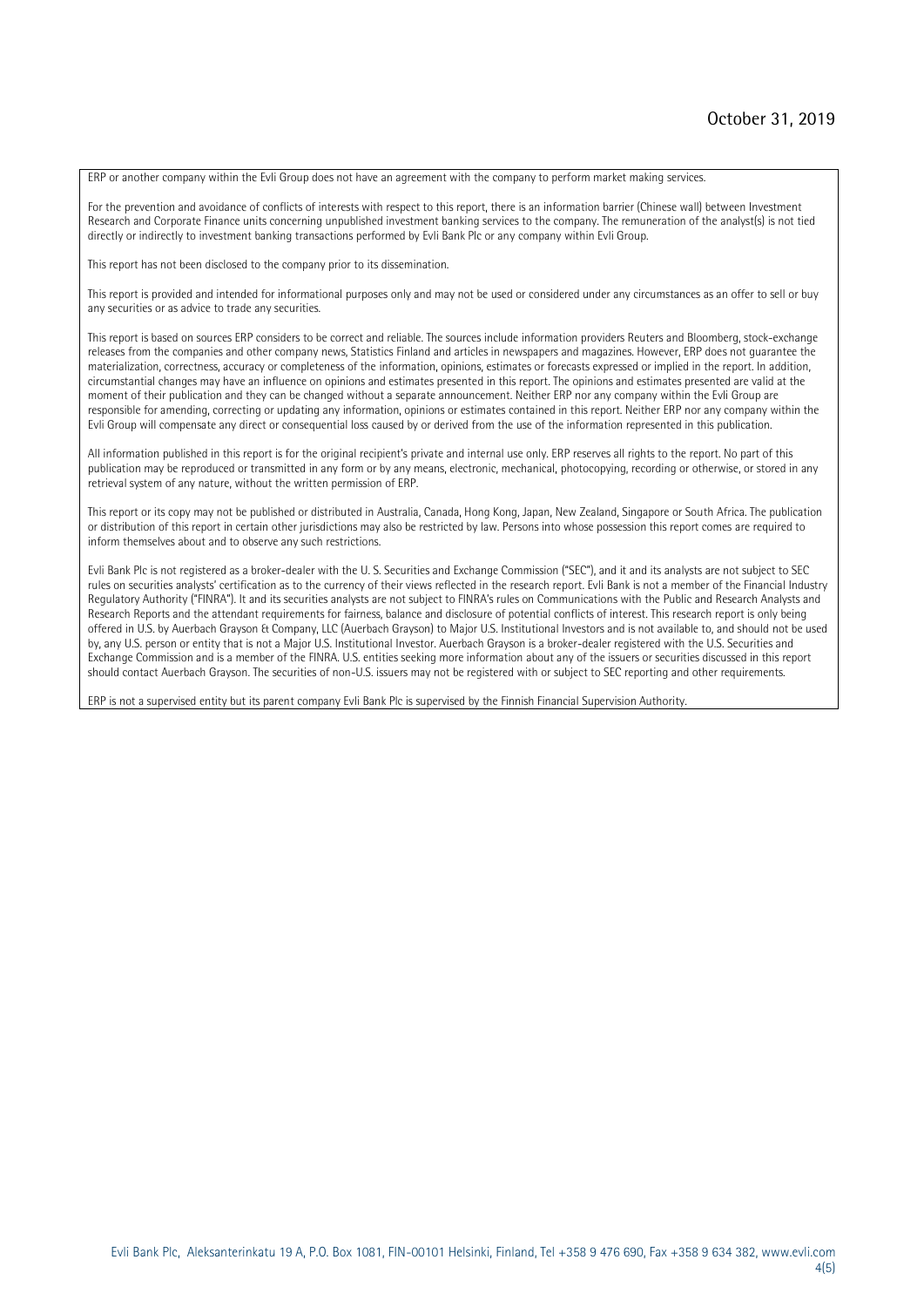ERP or another company within the Evli Group does not have an agreement with the company to perform market making services.

For the prevention and avoidance of conflicts of interests with respect to this report, there is an information barrier (Chinese wall) between Investment Research and Corporate Finance units concerning unpublished investment banking services to the company. The remuneration of the analyst(s) is not tied directly or indirectly to investment banking transactions performed by Evli Bank Plc or any company within Evli Group.

This report has not been disclosed to the company prior to its dissemination.

This report is provided and intended for informational purposes only and may not be used or considered under any circumstances as an offer to sell or buy any securities or as advice to trade any securities.

This report is based on sources ERP considers to be correct and reliable. The sources include information providers Reuters and Bloomberg, stock-exchange releases from the companies and other company news, Statistics Finland and articles in newspapers and magazines. However, ERP does not guarantee the materialization, correctness, accuracy or completeness of the information, opinions, estimates or forecasts expressed or implied in the report. In addition, circumstantial changes may have an influence on opinions and estimates presented in this report. The opinions and estimates presented are valid at the moment of their publication and they can be changed without a separate announcement. Neither ERP nor any company within the Evli Group are responsible for amending, correcting or updating any information, opinions or estimates contained in this report. Neither ERP nor any company within the Evli Group will compensate any direct or consequential loss caused by or derived from the use of the information represented in this publication.

All information published in this report is for the original recipient's private and internal use only. ERP reserves all rights to the report. No part of this publication may be reproduced or transmitted in any form or by any means, electronic, mechanical, photocopying, recording or otherwise, or stored in any retrieval system of any nature, without the written permission of ERP.

This report or its copy may not be published or distributed in Australia, Canada, Hong Kong, Japan, New Zealand, Singapore or South Africa. The publication or distribution of this report in certain other jurisdictions may also be restricted by law. Persons into whose possession this report comes are required to inform themselves about and to observe any such restrictions.

Evli Bank Plc is not registered as a broker-dealer with the U. S. Securities and Exchange Commission ("SEC"), and it and its analysts are not subject to SEC rules on securities analysts' certification as to the currency of their views reflected in the research report. Evli Bank is not a member of the Financial Industry Regulatory Authority ("FINRA"). It and its securities analysts are not subject to FINRA's rules on Communications with the Public and Research Analysts and Research Reports and the attendant requirements for fairness, balance and disclosure of potential conflicts of interest. This research report is only being offered in U.S. by Auerbach Grayson & Company, LLC (Auerbach Grayson) to Major U.S. Institutional Investors and is not available to, and should not be used by, any U.S. person or entity that is not a Major U.S. Institutional Investor. Auerbach Grayson is a broker-dealer registered with the U.S. Securities and Exchange Commission and is a member of the FINRA. U.S. entities seeking more information about any of the issuers or securities discussed in this report should contact Auerbach Grayson. The securities of non-U.S. issuers may not be registered with or subject to SEC reporting and other requirements.

ERP is not a supervised entity but its parent company Evli Bank Plc is supervised by the Finnish Financial Supervision Authority.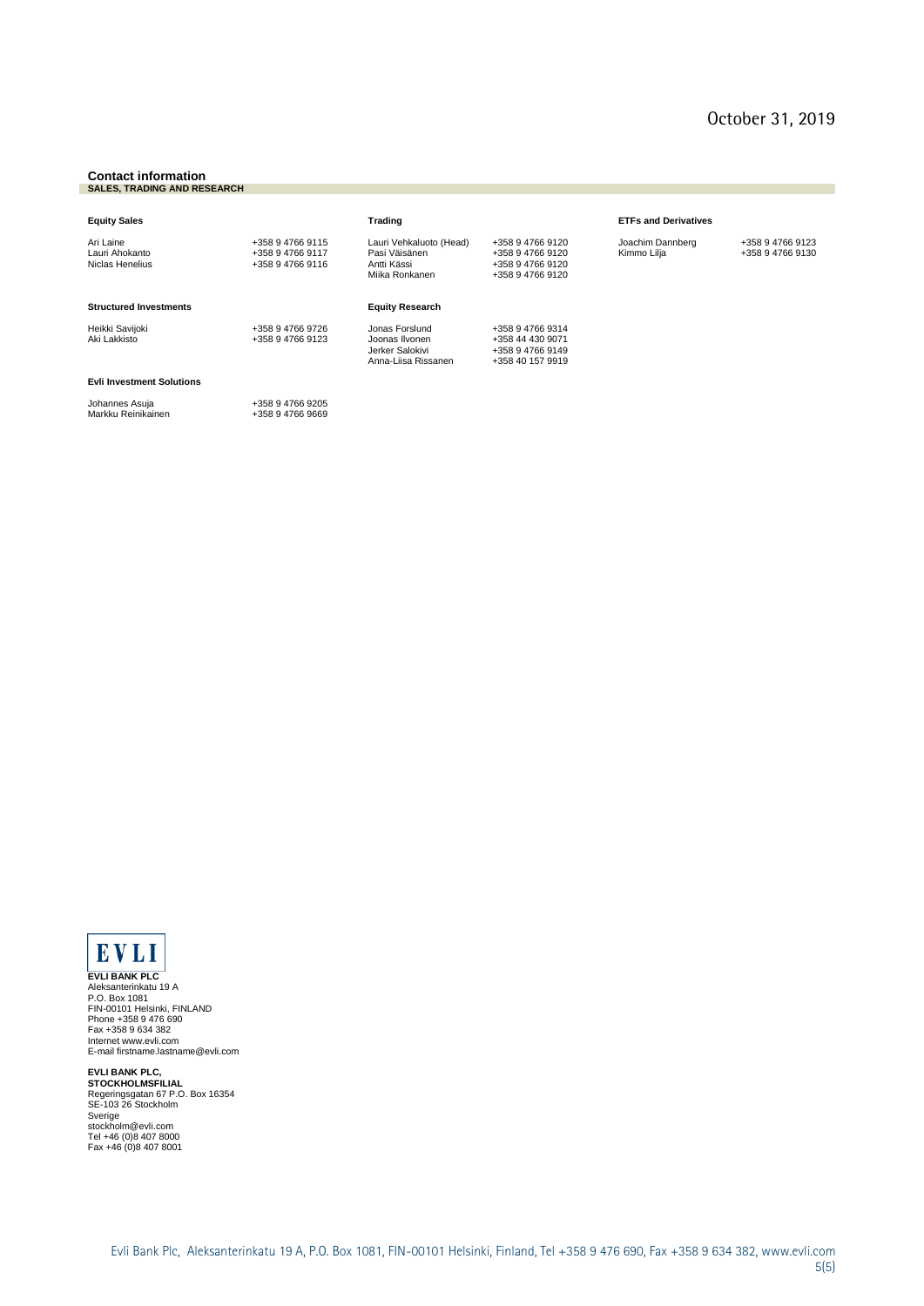October 31, 2019

## Contact information

**SALES, TRADING AND RESEARCH**

**Equity Sales**

| | |
|---|---|
| Ari Laine | +358 9 4766 9115 |
| Lauri Ahokanto | +358 9 4766 9117 |
| Niclas Henelius | +358 9 4766 9116 |

**Trading**

| | |
|---|---|
| Lauri Vehkaluoto (Head) | +358 9 4766 9120 |
| Pasi Väisänen | +358 9 4766 9120 |
| Antti Kässi | +358 9 4766 9120 |
| Miika Ronkanen | +358 9 4766 9120 |

**ETFs and Derivatives**

| | |
|---|---|
| Joachim Dannberg | +358 9 4766 9123 |
| Kimmo Lilja | +358 9 4766 9130 |

**Structured Investments**

| | |
|---|---|
| Heikki Savijoki | +358 9 4766 9726 |
| Aki Lakkisto | +358 9 4766 9123 |

**Equity Research**

| | |
|---|---|
| Jonas Forslund | +358 9 4766 9314 |
| Joonas Ilvonen | +358 44 430 9071 |
| Jerker Salokivi | +358 9 4766 9149 |
| Anna-Liisa Rissanen | +358 40 157 9919 |

**Evli Investment Solutions**

| | |
|---|---|
| Johannes Asuja | +358 9 4766 9205 |
| Markku Reinikainen | +358 9 4766 9669 |

EVLI

**EVLI BANK PLC**
Aleksanterinkatu 19 A
P.O. Box 1081
FIN-00101 Helsinki, FINLAND
Phone +358 9 476 690
Fax +358 9 634 382
Internet www.evli.com
E-mail firstname.lastname@evli.com

**EVLI BANK PLC,**
**STOCKHOLMSFILIAL**
Regeringsgatan 67 P.O. Box 16354
SE-103 26 Stockholm
Sverige
stockholm@evli.com
Tel +46 (0)8 407 8000
Fax +46 (0)8 407 8001